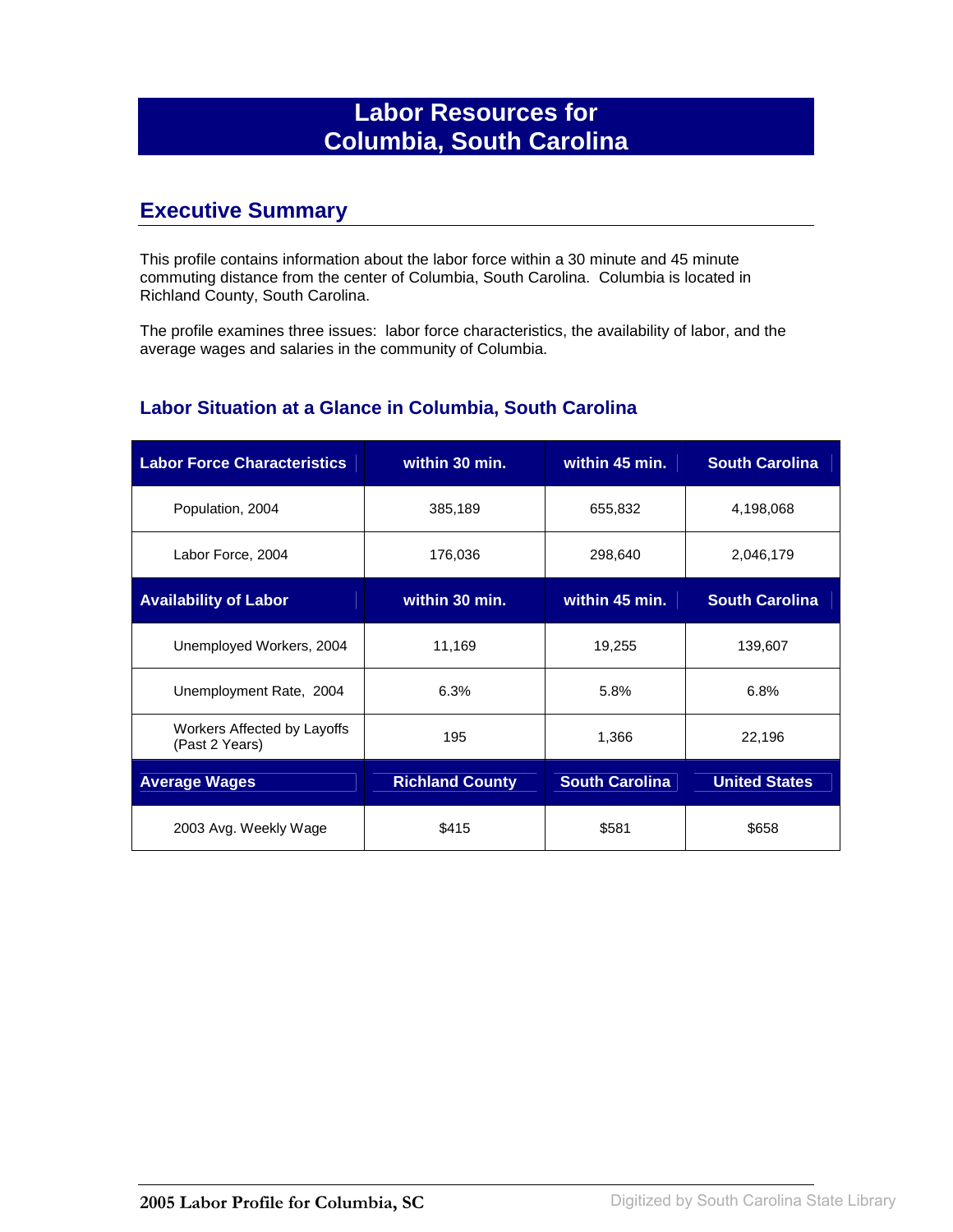# Labor Resources for Columbia, South Carolina

## Executive Summary

This profile contains information about the labor force within a 30 minute and 45 minute commuting distance from the center of Columbia, South Carolina. Columbia is located in Richland County, South Carolina.

The profile examines three issues: labor force characteristics, the availability of labor, and the average wages and salaries in the community of Columbia.

### Labor Situation at a Glance in Columbia, South Carolina

| Labor Force Characteristics | within 30 min. | within 45 min. | South Carolina |
|---|---|---|---|
| Population, 2004 | 385,189 | 655,832 | 4,198,068 |
| Labor Force, 2004 | 176,036 | 298,640 | 2,046,179 |
| **Availability of Labor** | **within 30 min.** | **within 45 min.** | **South Carolina** |
| Unemployed Workers, 2004 | 11,169 | 19,255 | 139,607 |
| Unemployment Rate, 2004 | 6.3% | 5.8% | 6.8% |
| Workers Affected by Layoffs (Past 2 Years) | 195 | 1,366 | 22,196 |
| **Average Wages** | **Richland County** | **South Carolina** | **United States** |
| 2003 Avg. Weekly Wage | $415 | $581 | $658 |

2005 Labor Profile for Columbia, SC

Digitized by South Carolina State Library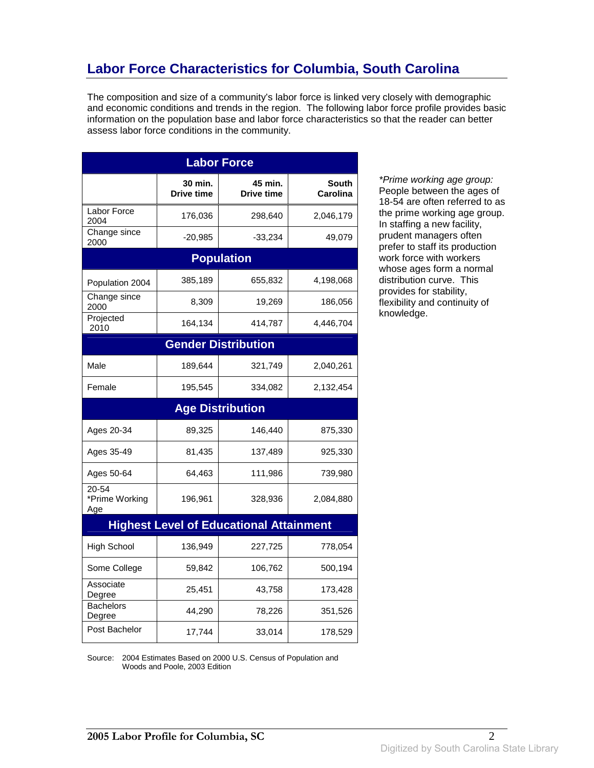## Labor Force Characteristics for Columbia, South Carolina

The composition and size of a community's labor force is linked very closely with demographic and economic conditions and trends in the region. The following labor force profile provides basic information on the population base and labor force characteristics so that the reader can better assess labor force conditions in the community.

| Labor Force | | | |
|---|---|---|---|
| | 30 min. Drive time | 45 min. Drive time | South Carolina |
| Labor Force 2004 | 176,036 | 298,640 | 2,046,179 |
| Change since 2000 | -20,985 | -33,234 | 49,079 |
| **Population** | | | |
| Population 2004 | 385,189 | 655,832 | 4,198,068 |
| Change since 2000 | 8,309 | 19,269 | 186,056 |
| Projected 2010 | 164,134 | 414,787 | 4,446,704 |
| **Gender Distribution** | | | |
| Male | 189,644 | 321,749 | 2,040,261 |
| Female | 195,545 | 334,082 | 2,132,454 |
| **Age Distribution** | | | |
| Ages 20-34 | 89,325 | 146,440 | 875,330 |
| Ages 35-49 | 81,435 | 137,489 | 925,330 |
| Ages 50-64 | 64,463 | 111,986 | 739,980 |
| 20-54 *Prime Working Age | 196,961 | 328,936 | 2,084,880 |
| **Highest Level of Educational Attainment** | | | |
| High School | 136,949 | 227,725 | 778,054 |
| Some College | 59,842 | 106,762 | 500,194 |
| Associate Degree | 25,451 | 43,758 | 173,428 |
| Bachelors Degree | 44,290 | 78,226 | 351,526 |
| Post Bachelor | 17,744 | 33,014 | 178,529 |

Source: 2004 Estimates Based on 2000 U.S. Census of Population and Woods and Poole, 2003 Edition

*\*Prime working age group:* People between the ages of 18-54 are often referred to as the prime working age group. In staffing a new facility, prudent managers often prefer to staff its production work force with workers whose ages form a normal distribution curve. This provides for stability, flexibility and continuity of knowledge.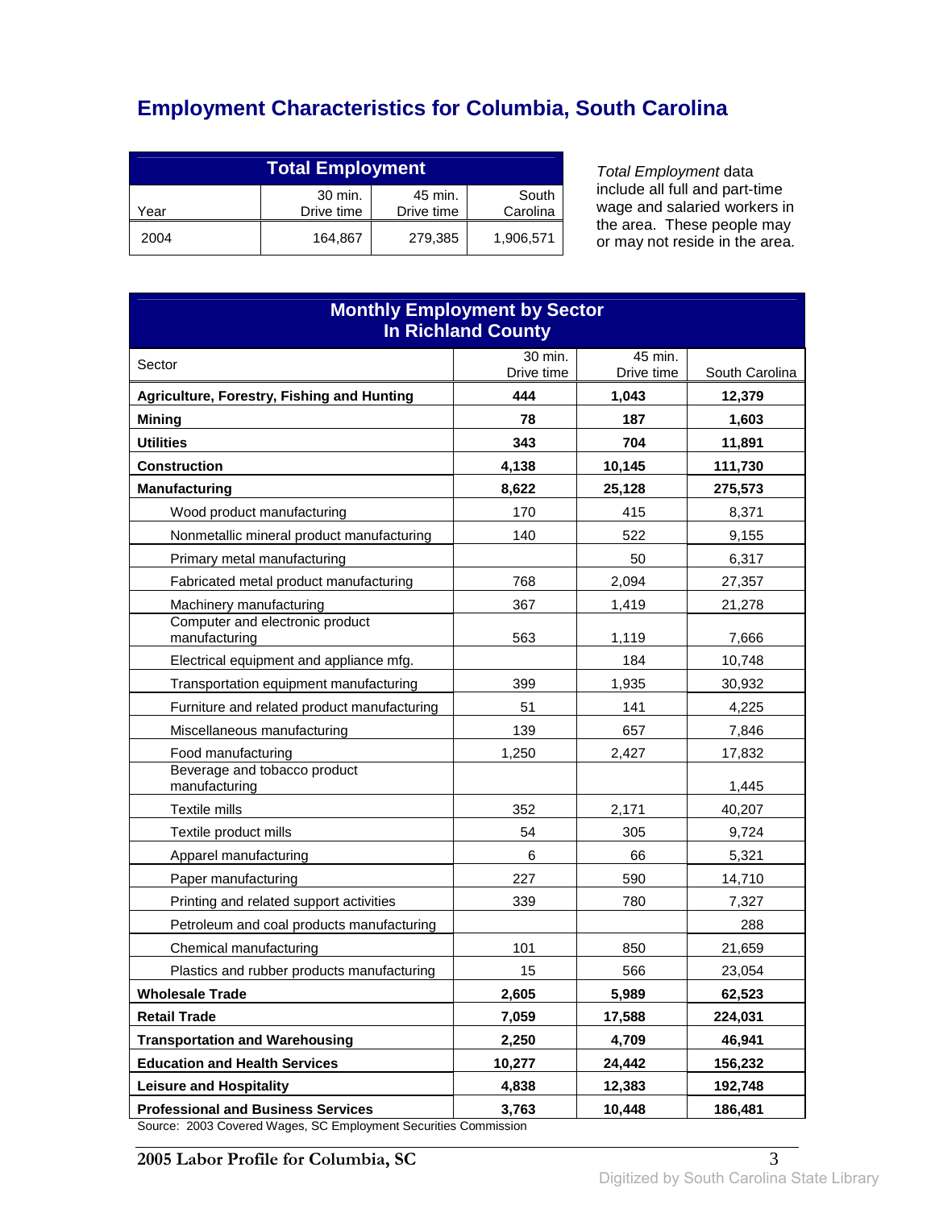# Employment Characteristics for Columbia, South Carolina

| Total Employment | | | |
|---|---|---|---|
| Year | 30 min. Drive time | 45 min. Drive time | South Carolina |
| 2004 | 164,867 | 279,385 | 1,906,571 |

*Total Employment* data include all full and part-time wage and salaried workers in the area. These people may or may not reside in the area.

| Monthly Employment by Sector In Richland County | | | |
|---|---|---|---|
| Sector | 30 min. Drive time | 45 min. Drive time | South Carolina |
| **Agriculture, Forestry, Fishing and Hunting** | **444** | **1,043** | **12,379** |
| **Mining** | **78** | **187** | **1,603** |
| **Utilities** | **343** | **704** | **11,891** |
| **Construction** | **4,138** | **10,145** | **111,730** |
| **Manufacturing** | **8,622** | **25,128** | **275,573** |
| Wood product manufacturing | 170 | 415 | 8,371 |
| Nonmetallic mineral product manufacturing | 140 | 522 | 9,155 |
| Primary metal manufacturing | | 50 | 6,317 |
| Fabricated metal product manufacturing | 768 | 2,094 | 27,357 |
| Machinery manufacturing | 367 | 1,419 | 21,278 |
| Computer and electronic product manufacturing | 563 | 1,119 | 7,666 |
| Electrical equipment and appliance mfg. | | 184 | 10,748 |
| Transportation equipment manufacturing | 399 | 1,935 | 30,932 |
| Furniture and related product manufacturing | 51 | 141 | 4,225 |
| Miscellaneous manufacturing | 139 | 657 | 7,846 |
| Food manufacturing | 1,250 | 2,427 | 17,832 |
| Beverage and tobacco product manufacturing | | | 1,445 |
| Textile mills | 352 | 2,171 | 40,207 |
| Textile product mills | 54 | 305 | 9,724 |
| Apparel manufacturing | 6 | 66 | 5,321 |
| Paper manufacturing | 227 | 590 | 14,710 |
| Printing and related support activities | 339 | 780 | 7,327 |
| Petroleum and coal products manufacturing | | | 288 |
| Chemical manufacturing | 101 | 850 | 21,659 |
| Plastics and rubber products manufacturing | 15 | 566 | 23,054 |
| **Wholesale Trade** | **2,605** | **5,989** | **62,523** |
| **Retail Trade** | **7,059** | **17,588** | **224,031** |
| **Transportation and Warehousing** | **2,250** | **4,709** | **46,941** |
| **Education and Health Services** | **10,277** | **24,442** | **156,232** |
| **Leisure and Hospitality** | **4,838** | **12,383** | **192,748** |
| **Professional and Business Services** | **3,763** | **10,448** | **186,481** |

Source: 2003 Covered Wages, SC Employment Securities Commission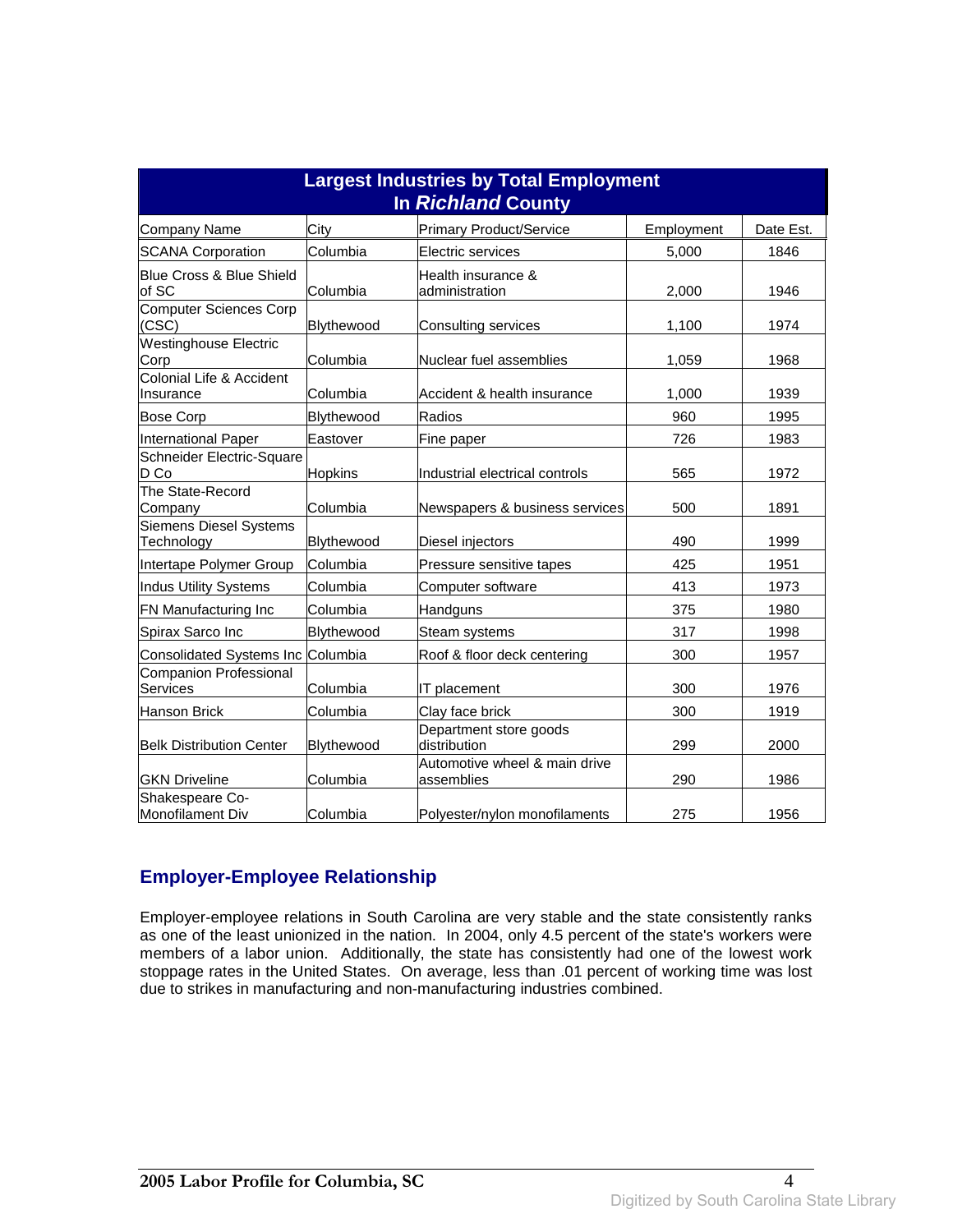| Largest Industries by Total Employment In *Richland* County | | | | |
|---|---|---|---|---|
| Company Name | City | Primary Product/Service | Employment | Date Est. |
| SCANA Corporation | Columbia | Electric services | 5,000 | 1846 |
| Blue Cross & Blue Shield of SC | Columbia | Health insurance & administration | 2,000 | 1946 |
| Computer Sciences Corp (CSC) | Blythewood | Consulting services | 1,100 | 1974 |
| Westinghouse Electric Corp | Columbia | Nuclear fuel assemblies | 1,059 | 1968 |
| Colonial Life & Accident Insurance | Columbia | Accident & health insurance | 1,000 | 1939 |
| Bose Corp | Blythewood | Radios | 960 | 1995 |
| International Paper | Eastover | Fine paper | 726 | 1983 |
| Schneider Electric-Square D Co | Hopkins | Industrial electrical controls | 565 | 1972 |
| The State-Record Company | Columbia | Newspapers & business services | 500 | 1891 |
| Siemens Diesel Systems Technology | Blythewood | Diesel injectors | 490 | 1999 |
| Intertape Polymer Group | Columbia | Pressure sensitive tapes | 425 | 1951 |
| Indus Utility Systems | Columbia | Computer software | 413 | 1973 |
| FN Manufacturing Inc | Columbia | Handguns | 375 | 1980 |
| Spirax Sarco Inc | Blythewood | Steam systems | 317 | 1998 |
| Consolidated Systems Inc | Columbia | Roof & floor deck centering | 300 | 1957 |
| Companion Professional Services | Columbia | IT placement | 300 | 1976 |
| Hanson Brick | Columbia | Clay face brick | 300 | 1919 |
| Belk Distribution Center | Blythewood | Department store goods distribution | 299 | 2000 |
| GKN Driveline | Columbia | Automotive wheel & main drive assemblies | 290 | 1986 |
| Shakespeare Co-Monofilament Div | Columbia | Polyester/nylon monofilaments | 275 | 1956 |

## Employer-Employee Relationship

Employer-employee relations in South Carolina are very stable and the state consistently ranks as one of the least unionized in the nation. In 2004, only 4.5 percent of the state's workers were members of a labor union. Additionally, the state has consistently had one of the lowest work stoppage rates in the United States. On average, less than .01 percent of working time was lost due to strikes in manufacturing and non-manufacturing industries combined.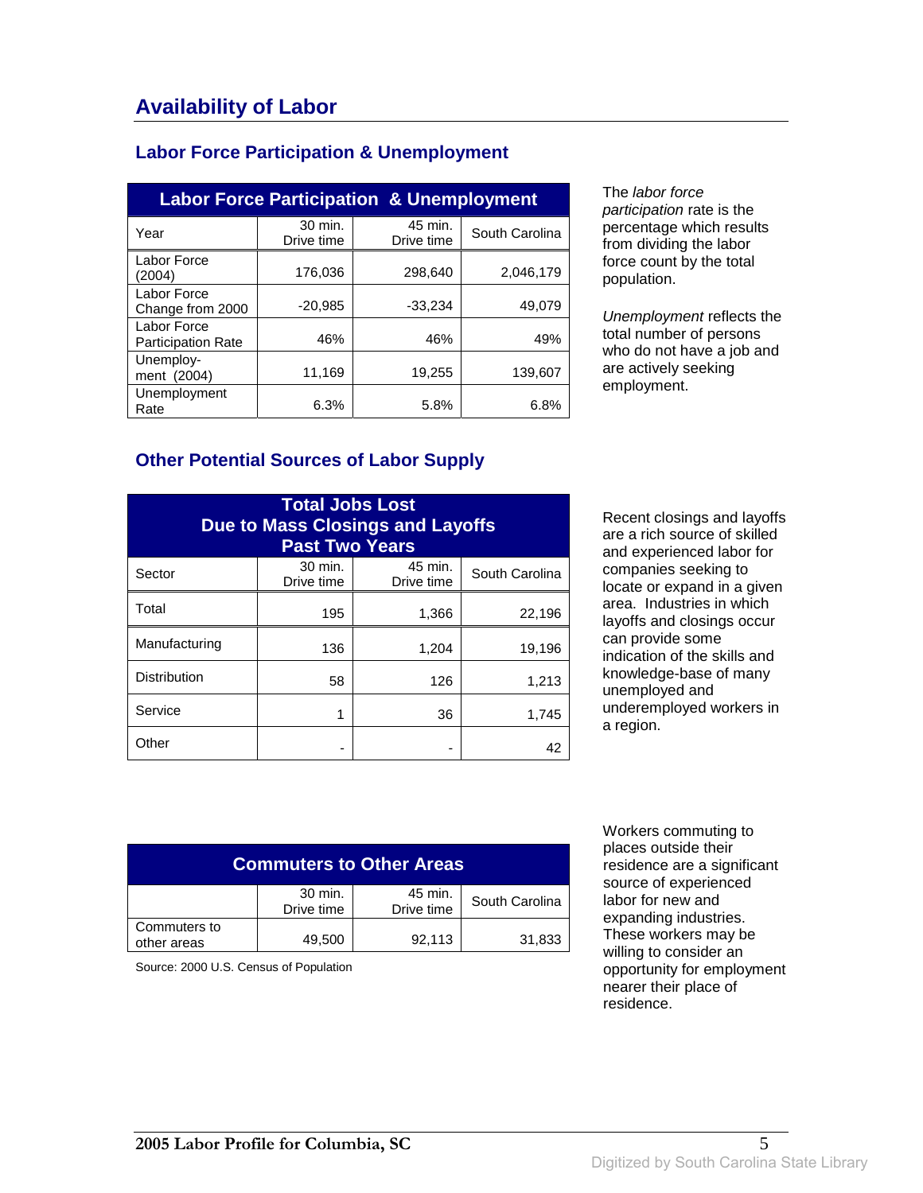## Availability of Labor

### Labor Force Participation & Unemployment

| Labor Force Participation & Unemployment | | | |
|---|---|---|---|
| Year | 30 min. Drive time | 45 min. Drive time | South Carolina |
| Labor Force (2004) | 176,036 | 298,640 | 2,046,179 |
| Labor Force Change from 2000 | -20,985 | -33,234 | 49,079 |
| Labor Force Participation Rate | 46% | 46% | 49% |
| Unemploy-ment (2004) | 11,169 | 19,255 | 139,607 |
| Unemployment Rate | 6.3% | 5.8% | 6.8% |

The *labor force participation* rate is the percentage which results from dividing the labor force count by the total population.

*Unemployment* reflects the total number of persons who do not have a job and are actively seeking employment.

### Other Potential Sources of Labor Supply

| Total Jobs Lost Due to Mass Closings and Layoffs Past Two Years | | | |
|---|---|---|---|
| Sector | 30 min. Drive time | 45 min. Drive time | South Carolina |
| Total | 195 | 1,366 | 22,196 |
| Manufacturing | 136 | 1,204 | 19,196 |
| Distribution | 58 | 126 | 1,213 |
| Service | 1 | 36 | 1,745 |
| Other | - | - | 42 |

Recent closings and layoffs are a rich source of skilled and experienced labor for companies seeking to locate or expand in a given area. Industries in which layoffs and closings occur can provide some indication of the skills and knowledge-base of many unemployed and underemployed workers in a region.

| Commuters to Other Areas | | | |
|---|---|---|---|
| | 30 min. Drive time | 45 min. Drive time | South Carolina |
| Commuters to other areas | 49,500 | 92,113 | 31,833 |

Source: 2000 U.S. Census of Population

Workers commuting to places outside their residence are a significant source of experienced labor for new and expanding industries. These workers may be willing to consider an opportunity for employment nearer their place of residence.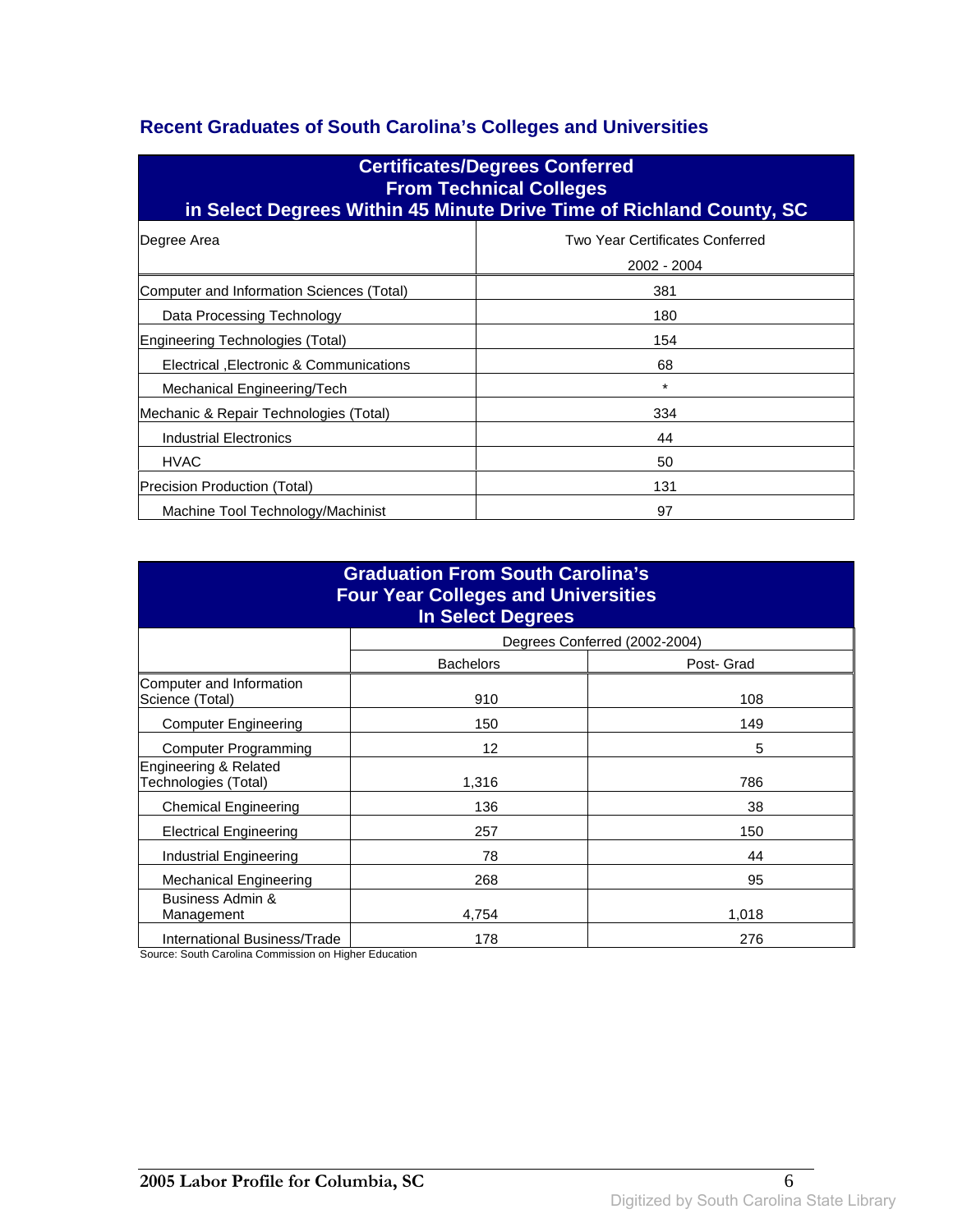## Recent Graduates of South Carolina's Colleges and Universities

| **Certificates/Degrees Conferred From Technical Colleges in Select Degrees Within 45 Minute Drive Time of Richland County, SC** | |
|---|---|
| Degree Area | Two Year Certificates Conferred 2002 - 2004 |
| Computer and Information Sciences (Total) | 381 |
| Data Processing Technology | 180 |
| Engineering Technologies (Total) | 154 |
| Electrical ,Electronic & Communications | 68 |
| Mechanical Engineering/Tech | * |
| Mechanic & Repair Technologies (Total) | 334 |
| Industrial Electronics | 44 |
| HVAC | 50 |
| Precision Production (Total) | 131 |
| Machine Tool Technology/Machinist | 97 |

| **Graduation From South Carolina's Four Year Colleges and Universities In Select Degrees** | | |
|---|---|---|
| | Degrees Conferred (2002-2004) | |
| | Bachelors | Post- Grad |
| Computer and Information Science (Total) | 910 | 108 |
| Computer Engineering | 150 | 149 |
| Computer Programming | 12 | 5 |
| Engineering & Related Technologies (Total) | 1,316 | 786 |
| Chemical Engineering | 136 | 38 |
| Electrical Engineering | 257 | 150 |
| Industrial Engineering | 78 | 44 |
| Mechanical Engineering | 268 | 95 |
| Business Admin & Management | 4,754 | 1,018 |
| International Business/Trade | 178 | 276 |

Source: South Carolina Commission on Higher Education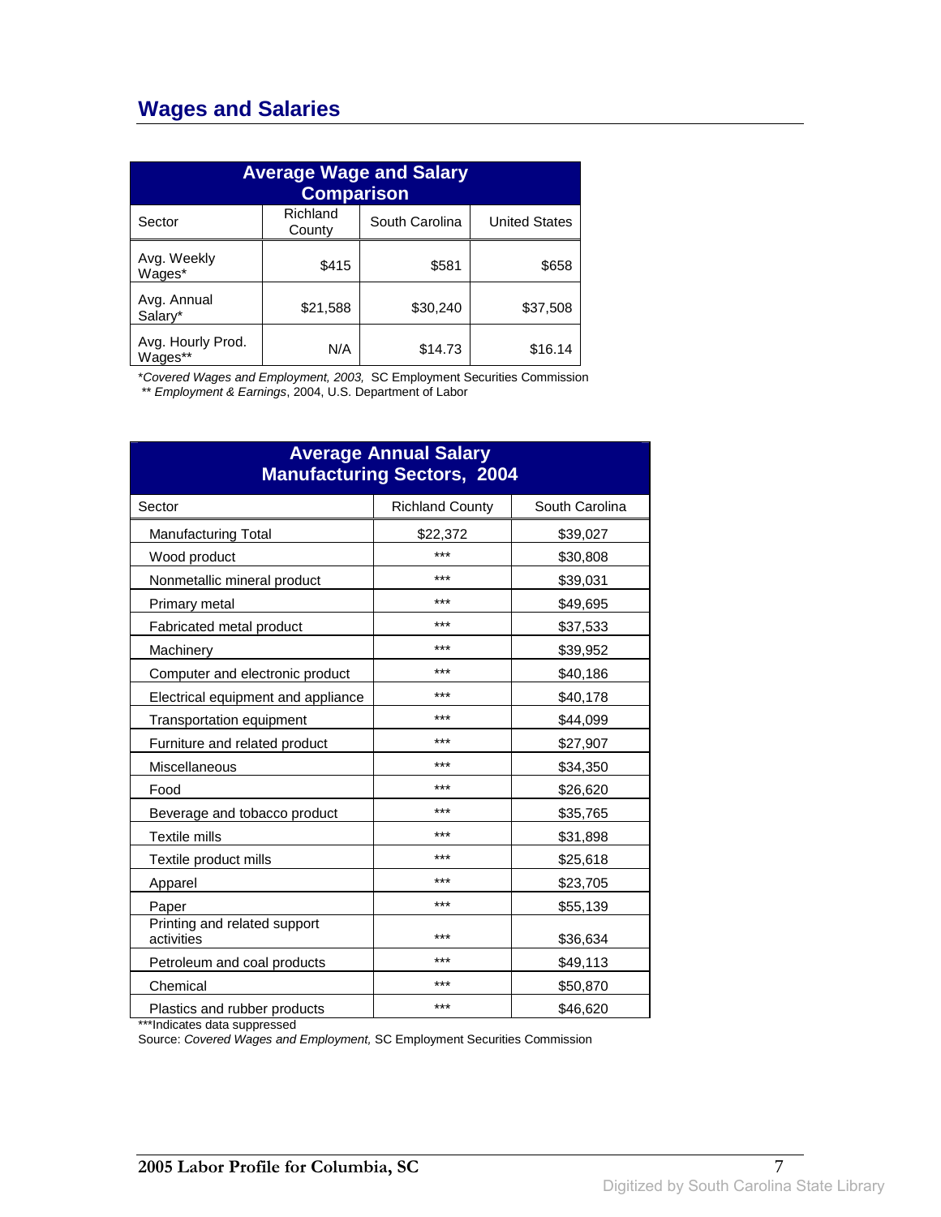## Wages and Salaries

| Average Wage and Salary Comparison | | | |
|---|---|---|---|
| Sector | Richland County | South Carolina | United States |
| Avg. Weekly Wages* | $415 | $581 | $658 |
| Avg. Annual Salary* | $21,588 | $30,240 | $37,508 |
| Avg. Hourly Prod. Wages** | N/A | $14.73 | $16.14 |

*_Covered Wages and Employment, 2003,_ SC Employment Securities Commission
** _Employment & Earnings_, 2004, U.S. Department of Labor

| Average Annual Salary Manufacturing Sectors, 2004 | | |
|---|---|---|
| Sector | Richland County | South Carolina |
| Manufacturing Total | $22,372 | $39,027 |
| Wood product | *** | $30,808 |
| Nonmetallic mineral product | *** | $39,031 |
| Primary metal | *** | $49,695 |
| Fabricated metal product | *** | $37,533 |
| Machinery | *** | $39,952 |
| Computer and electronic product | *** | $40,186 |
| Electrical equipment and appliance | *** | $40,178 |
| Transportation equipment | *** | $44,099 |
| Furniture and related product | *** | $27,907 |
| Miscellaneous | *** | $34,350 |
| Food | *** | $26,620 |
| Beverage and tobacco product | *** | $35,765 |
| Textile mills | *** | $31,898 |
| Textile product mills | *** | $25,618 |
| Apparel | *** | $23,705 |
| Paper | *** | $55,139 |
| Printing and related support activities | *** | $36,634 |
| Petroleum and coal products | *** | $49,113 |
| Chemical | *** | $50,870 |
| Plastics and rubber products | *** | $46,620 |

***Indicates data suppressed
Source: _Covered Wages and Employment,_ SC Employment Securities Commission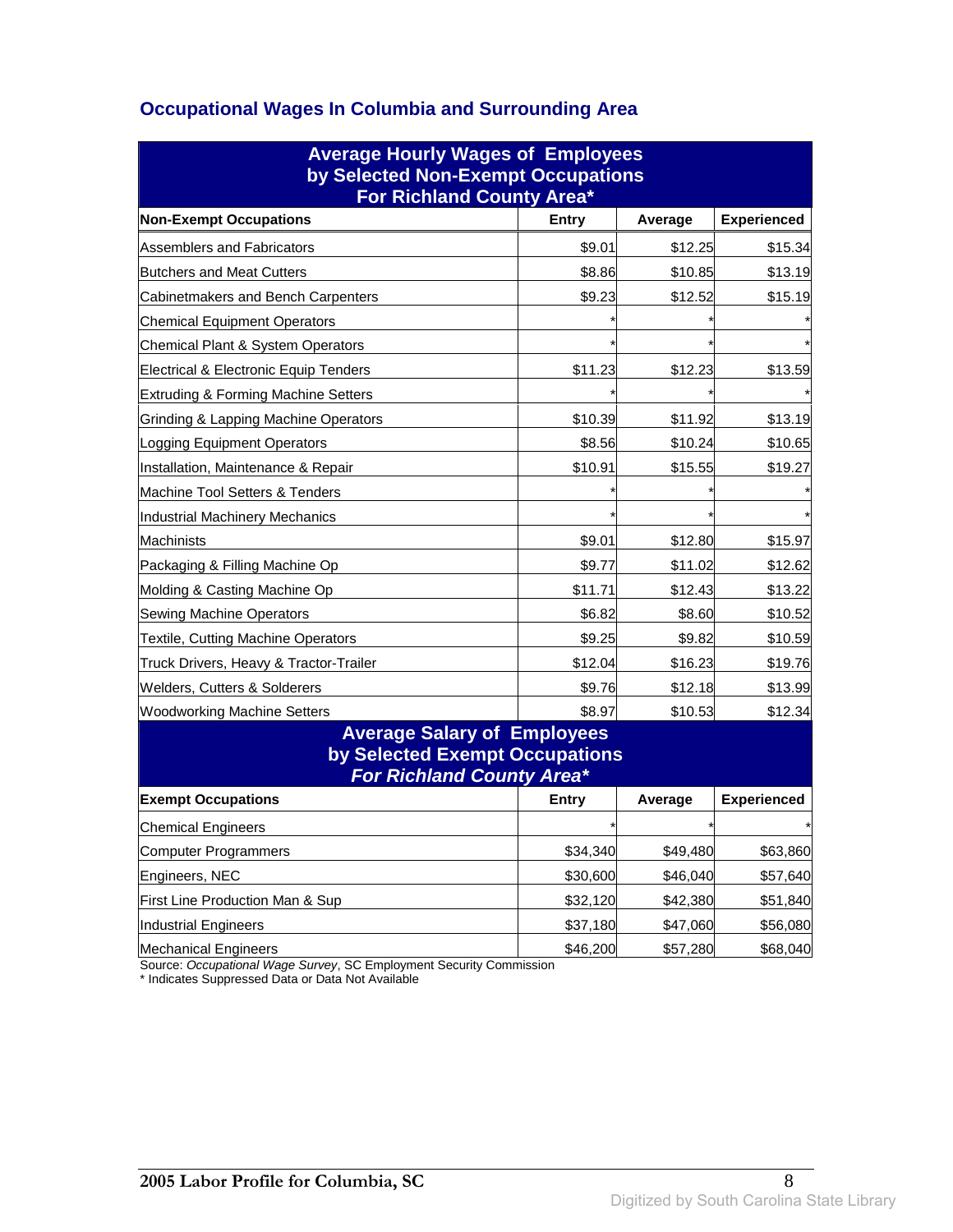## Occupational Wages In Columbia and Surrounding Area

**Average Hourly Wages of Employees by Selected Non-Exempt Occupations For Richland County Area***

| Non-Exempt Occupations | Entry | Average | Experienced |
|---|---|---|---|
| Assemblers and Fabricators | $9.01 | $12.25 | $15.34 |
| Butchers and Meat Cutters | $8.86 | $10.85 | $13.19 |
| Cabinetmakers and Bench Carpenters | $9.23 | $12.52 | $15.19 |
| Chemical Equipment Operators | * | * | * |
| Chemical Plant & System Operators | * | * | * |
| Electrical & Electronic Equip Tenders | $11.23 | $12.23 | $13.59 |
| Extruding & Forming Machine Setters | * | * | * |
| Grinding & Lapping Machine Operators | $10.39 | $11.92 | $13.19 |
| Logging Equipment Operators | $8.56 | $10.24 | $10.65 |
| Installation, Maintenance & Repair | $10.91 | $15.55 | $19.27 |
| Machine Tool Setters & Tenders | * | * | * |
| Industrial Machinery Mechanics | * | * | * |
| Machinists | $9.01 | $12.80 | $15.97 |
| Packaging & Filling Machine Op | $9.77 | $11.02 | $12.62 |
| Molding & Casting Machine Op | $11.71 | $12.43 | $13.22 |
| Sewing Machine Operators | $6.82 | $8.60 | $10.52 |
| Textile, Cutting Machine Operators | $9.25 | $9.82 | $10.59 |
| Truck Drivers, Heavy & Tractor-Trailer | $12.04 | $16.23 | $19.76 |
| Welders, Cutters & Solderers | $9.76 | $12.18 | $13.99 |
| Woodworking Machine Setters | $8.97 | $10.53 | $12.34 |

**Average Salary of Employees by Selected Exempt Occupations *For Richland County Area****

| Exempt Occupations | Entry | Average | Experienced |
|---|---|---|---|
| Chemical Engineers | * | * | * |
| Computer Programmers | $34,340 | $49,480 | $63,860 |
| Engineers, NEC | $30,600 | $46,040 | $57,640 |
| First Line Production Man & Sup | $32,120 | $42,380 | $51,840 |
| Industrial Engineers | $37,180 | $47,060 | $56,080 |
| Mechanical Engineers | $46,200 | $57,280 | $68,040 |

Source: *Occupational Wage Survey*, SC Employment Security Commission

* Indicates Suppressed Data or Data Not Available